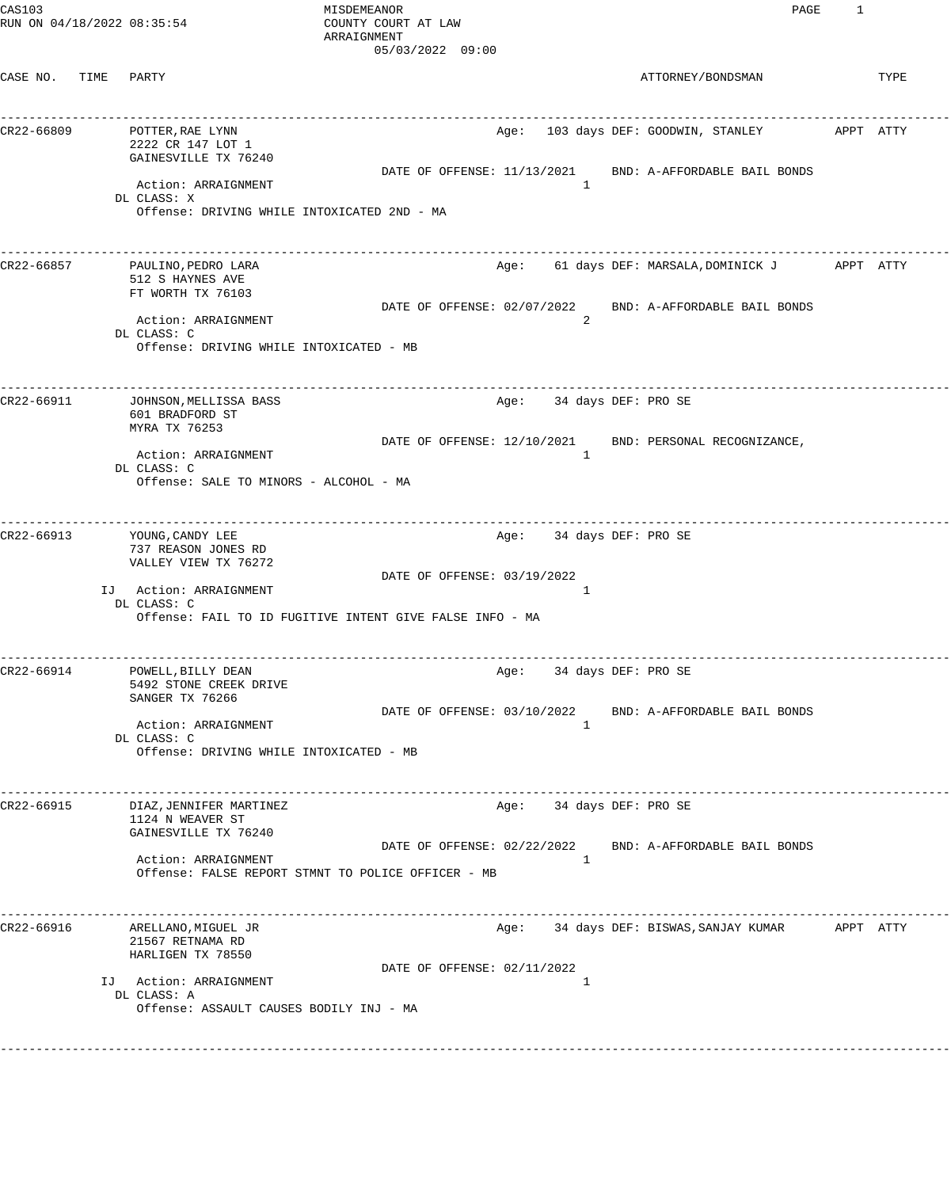CAS103 MISDEMEANOR
RUN ON 04/18/2022 08:35:54 COUNTY COURT AT LAW
ARRAIGNMENT
05/03/2022 09:00

| CASE NO. | TIME | PARTY | | ATTORNEY/BONDSMAN | TYPE |
|---|---|---|---|---|---|
| CR22-66809 | | POTTER,RAE LYNN<br>2222 CR 147 LOT 1<br>GAINESVILLE TX 76240<br>Action: ARRAIGNMENT<br>DL CLASS: X<br>Offense: DRIVING WHILE INTOXICATED 2ND - MA | Age: 103 days<br>DATE OF OFFENSE: 11/13/2021<br>1 | DEF: GOODWIN, STANLEY<br>BND: A-AFFORDABLE BAIL BONDS | APPT ATTY |
| CR22-66857 | | PAULINO,PEDRO LARA<br>512 S HAYNES AVE<br>FT WORTH TX 76103<br>Action: ARRAIGNMENT<br>DL CLASS: C<br>Offense: DRIVING WHILE INTOXICATED - MB | Age: 61 days<br>DATE OF OFFENSE: 02/07/2022<br>2 | DEF: MARSALA,DOMINICK J<br>BND: A-AFFORDABLE BAIL BONDS | APPT ATTY |
| CR22-66911 | | JOHNSON,MELLISSA BASS<br>601 BRADFORD ST<br>MYRA TX 76253<br>Action: ARRAIGNMENT<br>DL CLASS: C<br>Offense: SALE TO MINORS - ALCOHOL - MA | Age: 34 days<br>DATE OF OFFENSE: 12/10/2021<br>1 | DEF: PRO SE<br>BND: PERSONAL RECOGNIZANCE, | |
| CR22-66913 | IJ | YOUNG,CANDY LEE<br>737 REASON JONES RD<br>VALLEY VIEW TX 76272<br>Action: ARRAIGNMENT<br>DL CLASS: C<br>Offense: FAIL TO ID FUGITIVE INTENT GIVE FALSE INFO - MA | Age: 34 days<br>DATE OF OFFENSE: 03/19/2022<br>1 | DEF: PRO SE | |
| CR22-66914 | | POWELL,BILLY DEAN<br>5492 STONE CREEK DRIVE<br>SANGER TX 76266<br>Action: ARRAIGNMENT<br>DL CLASS: C<br>Offense: DRIVING WHILE INTOXICATED - MB | Age: 34 days<br>DATE OF OFFENSE: 03/10/2022<br>1 | DEF: PRO SE<br>BND: A-AFFORDABLE BAIL BONDS | |
| CR22-66915 | | DIAZ,JENNIFER MARTINEZ<br>1124 N WEAVER ST<br>GAINESVILLE TX 76240<br>Action: ARRAIGNMENT<br>Offense: FALSE REPORT STMNT TO POLICE OFFICER - MB | Age: 34 days<br>DATE OF OFFENSE: 02/22/2022<br>1 | DEF: PRO SE<br>BND: A-AFFORDABLE BAIL BONDS | |
| CR22-66916 | IJ | ARELLANO,MIGUEL JR<br>21567 RETNAMA RD<br>HARLIGEN TX 78550<br>Action: ARRAIGNMENT<br>DL CLASS: A<br>Offense: ASSAULT CAUSES BODILY INJ - MA | Age: 34 days<br>DATE OF OFFENSE: 02/11/2022<br>1 | DEF: BISWAS,SANJAY KUMAR | APPT ATTY |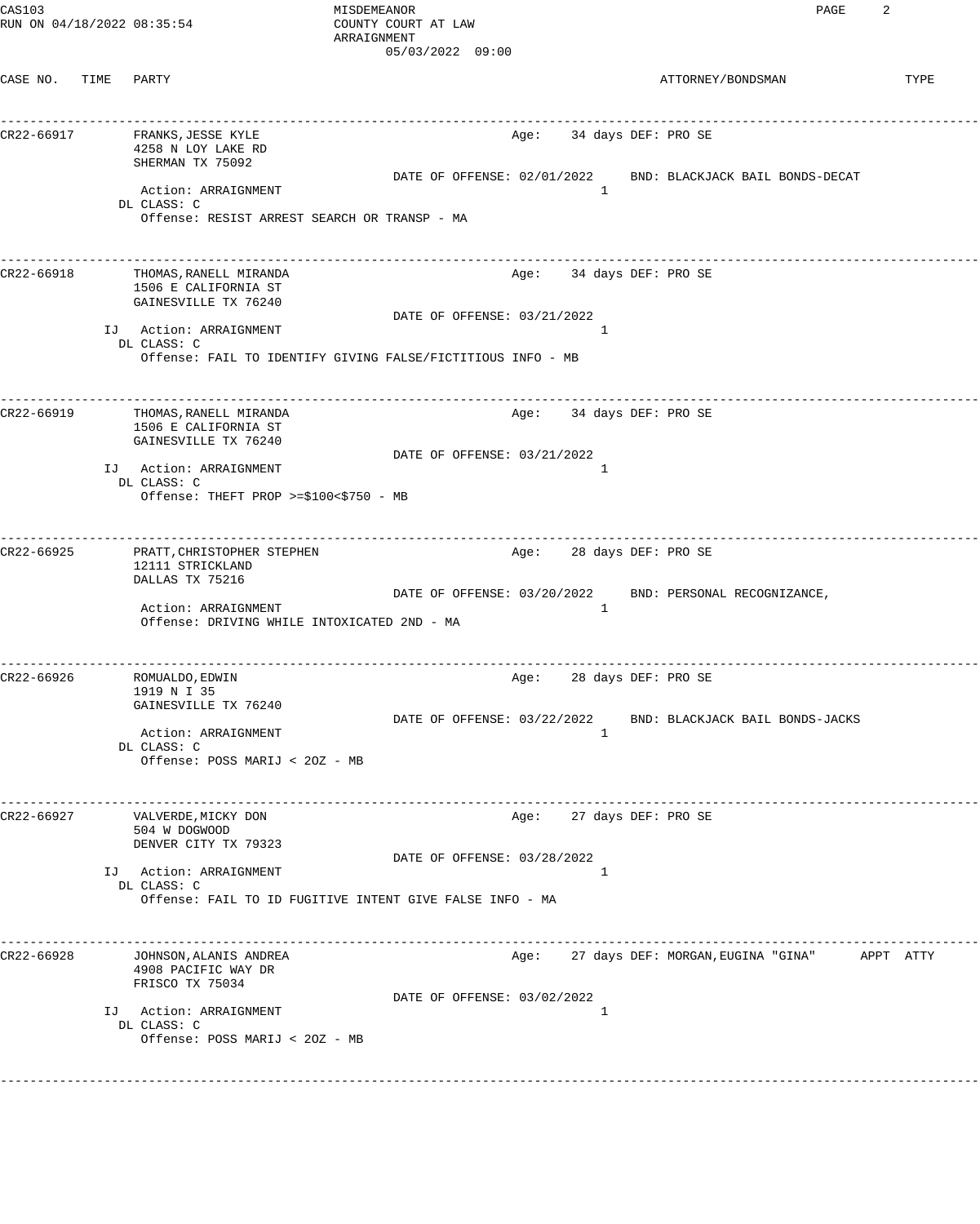CAS103
RUN ON 04/18/2022 08:35:54

MISDEMEANOR
COUNTY COURT AT LAW
ARRAIGNMENT
05/03/2022 09:00

| CASE NO. | TIME | PARTY | ATTORNEY/BONDSMAN | TYPE |
|---|---|---|---|---|

---

**CR22-66917** FRANKS,JESSE KYLE
4258 N LOY LAKE RD
SHERMAN TX 75092
Age: 34 days DEF: PRO SE
DATE OF OFFENSE: 02/01/2022 BND: BLACKJACK BAIL BONDS-DECAT
Action: ARRAIGNMENT 1
DL CLASS: C
Offense: RESIST ARREST SEARCH OR TRANSP - MA

---

**CR22-66918** THOMAS,RANELL MIRANDA
1506 E CALIFORNIA ST
GAINESVILLE TX 76240
Age: 34 days DEF: PRO SE
DATE OF OFFENSE: 03/21/2022
IJ Action: ARRAIGNMENT 1
DL CLASS: C
Offense: FAIL TO IDENTIFY GIVING FALSE/FICTITIOUS INFO - MB

---

**CR22-66919** THOMAS,RANELL MIRANDA
1506 E CALIFORNIA ST
GAINESVILLE TX 76240
Age: 34 days DEF: PRO SE
DATE OF OFFENSE: 03/21/2022
IJ Action: ARRAIGNMENT 1
DL CLASS: C
Offense: THEFT PROP >=$100<$750 - MB

---

**CR22-66925** PRATT,CHRISTOPHER STEPHEN
12111 STRICKLAND
DALLAS TX 75216
Age: 28 days DEF: PRO SE
DATE OF OFFENSE: 03/20/2022 BND: PERSONAL RECOGNIZANCE,
Action: ARRAIGNMENT 1
Offense: DRIVING WHILE INTOXICATED 2ND - MA

---

**CR22-66926** ROMUALDO,EDWIN
1919 N I 35
GAINESVILLE TX 76240
Age: 28 days DEF: PRO SE
DATE OF OFFENSE: 03/22/2022 BND: BLACKJACK BAIL BONDS-JACKS
Action: ARRAIGNMENT 1
DL CLASS: C
Offense: POSS MARIJ < 2OZ - MB

---

**CR22-66927** VALVERDE,MICKY DON
504 W DOGWOOD
DENVER CITY TX 79323
Age: 27 days DEF: PRO SE
DATE OF OFFENSE: 03/28/2022
IJ Action: ARRAIGNMENT 1
DL CLASS: C
Offense: FAIL TO ID FUGITIVE INTENT GIVE FALSE INFO - MA

---

**CR22-66928** JOHNSON,ALANIS ANDREA
4908 PACIFIC WAY DR
FRISCO TX 75034
Age: 27 days DEF: MORGAN,EUGINA "GINA" APPT ATTY
DATE OF OFFENSE: 03/02/2022
IJ Action: ARRAIGNMENT 1
DL CLASS: C
Offense: POSS MARIJ < 2OZ - MB

---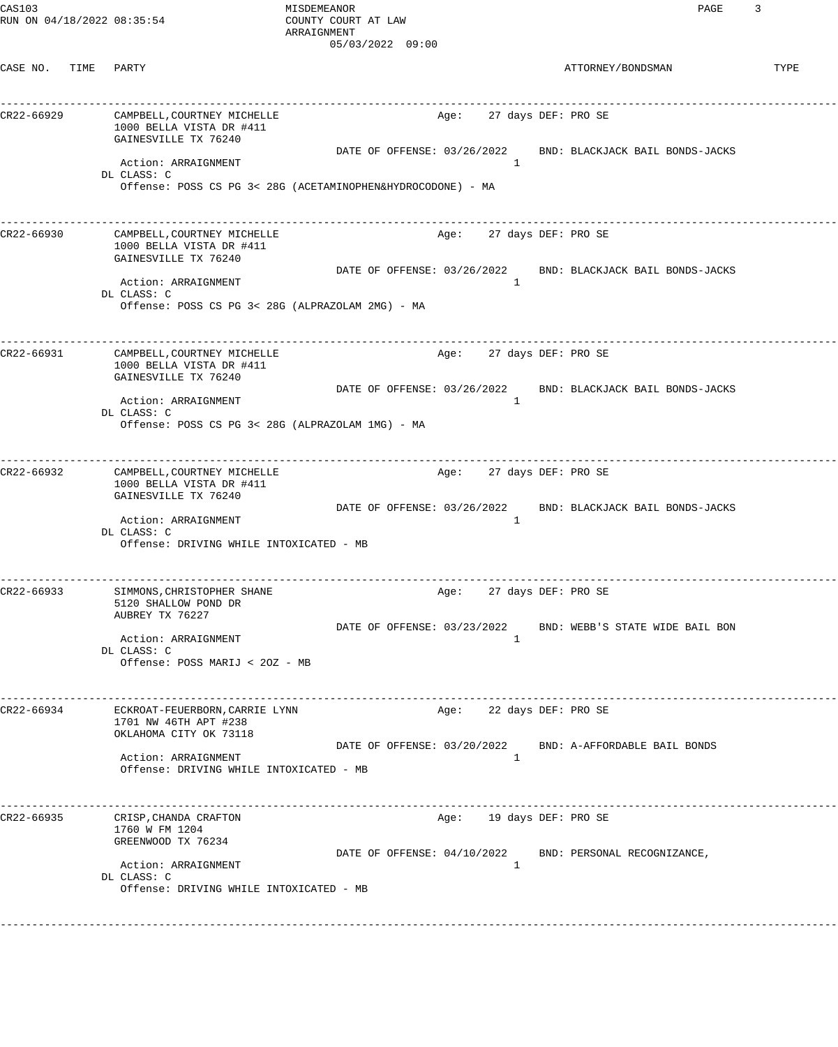MISDEMEANOR
COUNTY COURT AT LAW
ARRAIGNMENT
05/03/2022 09:00

| CASE NO. | TIME | PARTY | ATTORNEY/BONDSMAN | TYPE |
|---|---|---|---|---|
| CR22-66929 | | CAMPBELL,COURTNEY MICHELLE<br>1000 BELLA VISTA DR #411<br>GAINESVILLE TX 76240<br>Age: 27 days<br>DATE OF OFFENSE: 03/26/2022<br>Action: ARRAIGNMENT 1<br>DL CLASS: C<br>Offense: POSS CS PG 3< 28G (ACETAMINOPHEN&HYDROCODONE) - MA | DEF: PRO SE<br>BND: BLACKJACK BAIL BONDS-JACKS | |
| CR22-66930 | | CAMPBELL,COURTNEY MICHELLE<br>1000 BELLA VISTA DR #411<br>GAINESVILLE TX 76240<br>Age: 27 days<br>DATE OF OFFENSE: 03/26/2022<br>Action: ARRAIGNMENT 1<br>DL CLASS: C<br>Offense: POSS CS PG 3< 28G (ALPRAZOLAM 2MG) - MA | DEF: PRO SE<br>BND: BLACKJACK BAIL BONDS-JACKS | |
| CR22-66931 | | CAMPBELL,COURTNEY MICHELLE<br>1000 BELLA VISTA DR #411<br>GAINESVILLE TX 76240<br>Age: 27 days<br>DATE OF OFFENSE: 03/26/2022<br>Action: ARRAIGNMENT 1<br>DL CLASS: C<br>Offense: POSS CS PG 3< 28G (ALPRAZOLAM 1MG) - MA | DEF: PRO SE<br>BND: BLACKJACK BAIL BONDS-JACKS | |
| CR22-66932 | | CAMPBELL,COURTNEY MICHELLE<br>1000 BELLA VISTA DR #411<br>GAINESVILLE TX 76240<br>Age: 27 days<br>DATE OF OFFENSE: 03/26/2022<br>Action: ARRAIGNMENT 1<br>DL CLASS: C<br>Offense: DRIVING WHILE INTOXICATED - MB | DEF: PRO SE<br>BND: BLACKJACK BAIL BONDS-JACKS | |
| CR22-66933 | | SIMMONS,CHRISTOPHER SHANE<br>5120 SHALLOW POND DR<br>AUBREY TX 76227<br>Age: 27 days<br>DATE OF OFFENSE: 03/23/2022<br>Action: ARRAIGNMENT 1<br>DL CLASS: C<br>Offense: POSS MARIJ < 2OZ - MB | DEF: PRO SE<br>BND: WEBB'S STATE WIDE BAIL BON | |
| CR22-66934 | | ECKROAT-FEUERBORN,CARRIE LYNN<br>1701 NW 46TH APT #238<br>OKLAHOMA CITY OK 73118<br>Age: 22 days<br>DATE OF OFFENSE: 03/20/2022<br>Action: ARRAIGNMENT 1<br>Offense: DRIVING WHILE INTOXICATED - MB | DEF: PRO SE<br>BND: A-AFFORDABLE BAIL BONDS | |
| CR22-66935 | | CRISP,CHANDA CRAFTON<br>1760 W FM 1204<br>GREENWOOD TX 76234<br>Age: 19 days<br>DATE OF OFFENSE: 04/10/2022<br>Action: ARRAIGNMENT 1<br>DL CLASS: C<br>Offense: DRIVING WHILE INTOXICATED - MB | DEF: PRO SE<br>BND: PERSONAL RECOGNIZANCE, | |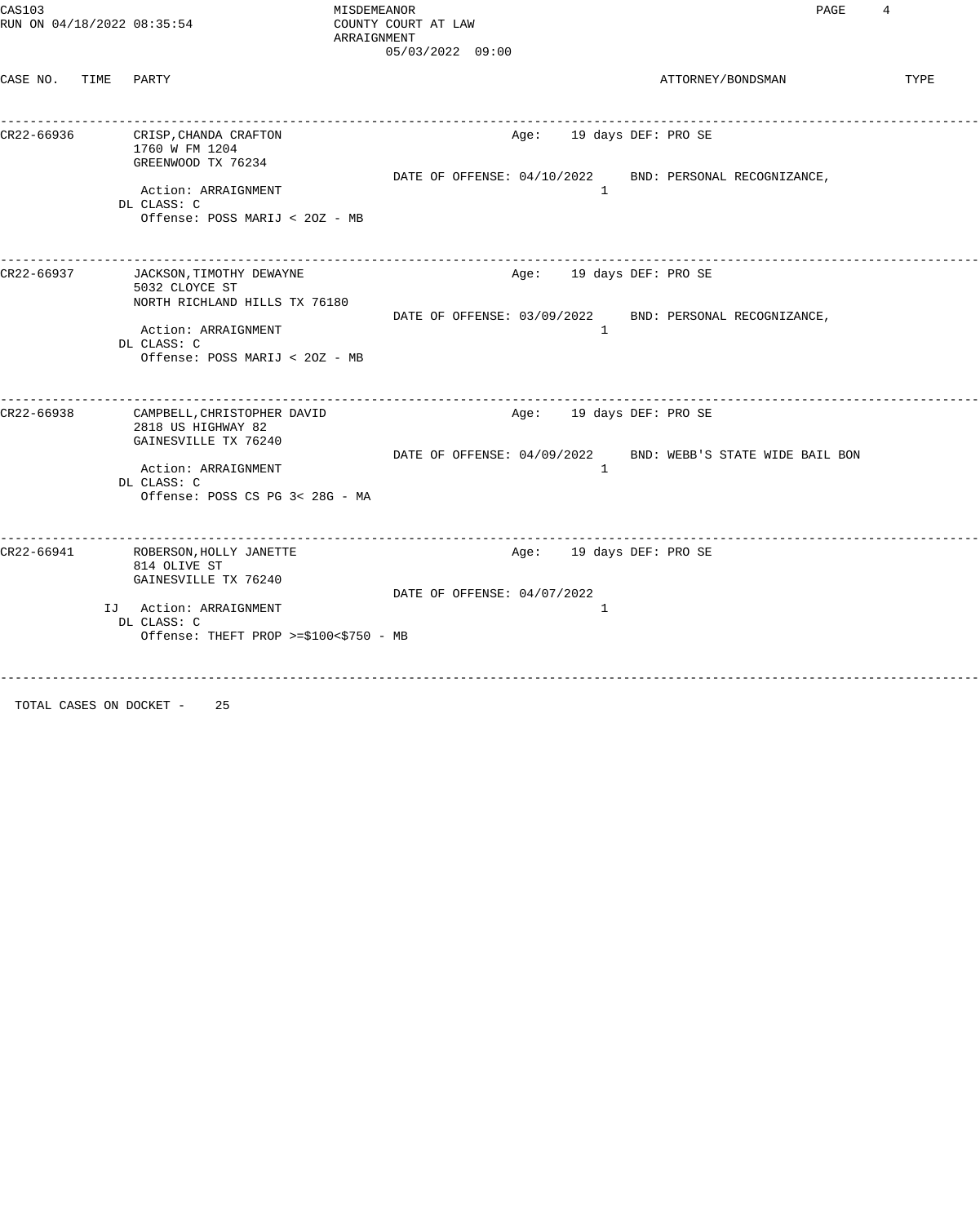CAS103 MISDEMEANOR
RUN ON 04/18/2022 08:35:54 COUNTY COURT AT LAW
ARRAIGNMENT
05/03/2022 09:00

| CASE NO. | TIME | PARTY | | ATTORNEY/BONDSMAN | TYPE |
|---|---|---|---|---|---|
| CR22-66936 | | CRISP,CHANDA CRAFTON<br>1760 W FM 1204<br>GREENWOOD TX 76234<br>Action: ARRAIGNMENT<br>DL CLASS: C<br>Offense: POSS MARIJ < 2OZ - MB | Age: 19 days<br>DATE OF OFFENSE: 04/10/2022<br>1 | DEF: PRO SE<br>BND: PERSONAL RECOGNIZANCE, | |
| CR22-66937 | | JACKSON,TIMOTHY DEWAYNE<br>5032 CLOYCE ST<br>NORTH RICHLAND HILLS TX 76180<br>Action: ARRAIGNMENT<br>DL CLASS: C<br>Offense: POSS MARIJ < 2OZ - MB | Age: 19 days<br>DATE OF OFFENSE: 03/09/2022<br>1 | DEF: PRO SE<br>BND: PERSONAL RECOGNIZANCE, | |
| CR22-66938 | | CAMPBELL,CHRISTOPHER DAVID<br>2818 US HIGHWAY 82<br>GAINESVILLE TX 76240<br>Action: ARRAIGNMENT<br>DL CLASS: C<br>Offense: POSS CS PG 3< 28G - MA | Age: 19 days<br>DATE OF OFFENSE: 04/09/2022<br>1 | DEF: PRO SE<br>BND: WEBB'S STATE WIDE BAIL BON | |
| CR22-66941 | IJ | ROBERSON,HOLLY JANETTE<br>814 OLIVE ST<br>GAINESVILLE TX 76240<br>Action: ARRAIGNMENT<br>DL CLASS: C<br>Offense: THEFT PROP >=$100<$750 - MB | Age: 19 days<br>DATE OF OFFENSE: 04/07/2022<br>1 | DEF: PRO SE | |

TOTAL CASES ON DOCKET - 25